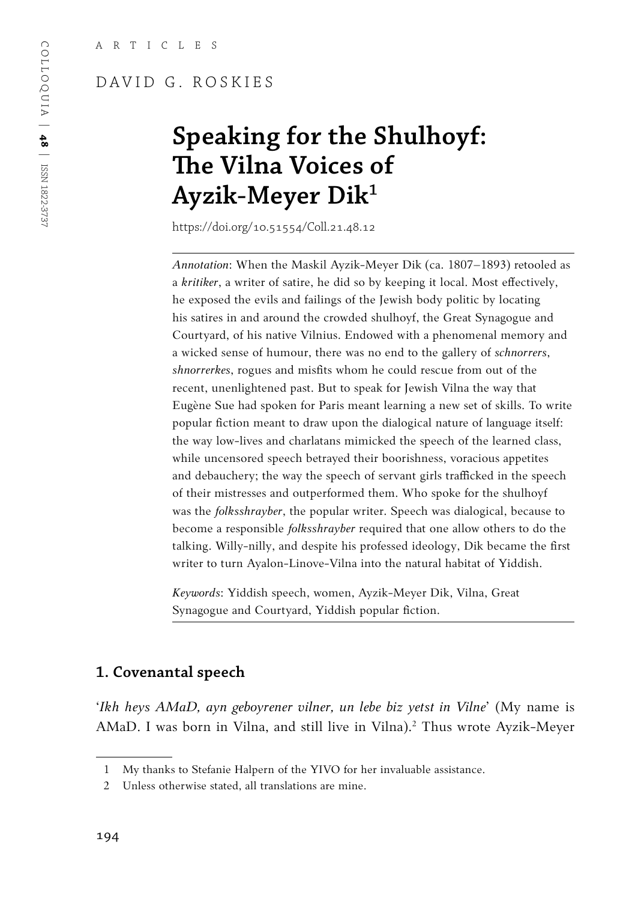ARTICLES

DAVID G. ROSKIES

# Speaking for the Shulhoyf: The Vilna Voices of Ayzik-Meyer Dik[1]

https://doi.org/10.51554/Coll.21.48.12

*Annotation*: When the Maskil Ayzik-Meyer Dik (ca. 1807–1893) retooled as a *kritiker*, a writer of satire, he did so by keeping it local. Most effectively, he exposed the evils and failings of the Jewish body politic by locating his satires in and around the crowded shulhoyf, the Great Synagogue and Courtyard, of his native Vilnius. Endowed with a phenomenal memory and a wicked sense of humour, there was no end to the gallery of *schnorrers*, *shnorrerkes*, rogues and misfits whom he could rescue from out of the recent, unenlightened past. But to speak for Jewish Vilna the way that Eugène Sue had spoken for Paris meant learning a new set of skills. To write popular fiction meant to draw upon the dialogical nature of language itself: the way low-lives and charlatans mimicked the speech of the learned class, while uncensored speech betrayed their boorishness, voracious appetites and debauchery; the way the speech of servant girls trafficked in the speech of their mistresses and outperformed them. Who spoke for the shulhoyf was the *folksshrayber*, the popular writer. Speech was dialogical, because to become a responsible *folksshrayber* required that one allow others to do the talking. Willy-nilly, and despite his professed ideology, Dik became the first writer to turn Ayalon-Linove-Vilna into the natural habitat of Yiddish.

*Keywords*: Yiddish speech, women, Ayzik-Meyer Dik, Vilna, Great Synagogue and Courtyard, Yiddish popular fiction.

## 1. Covenantal speech

'*Ikh heys AMaD, ayn geboyrener vilner, un lebe biz yetst in Vilne*' (My name is AMaD. I was born in Vilna, and still live in Vilna).[2] Thus wrote Ayzik-Meyer

---

1 My thanks to Stefanie Halpern of the YIVO for her invaluable assistance.

2 Unless otherwise stated, all translations are mine.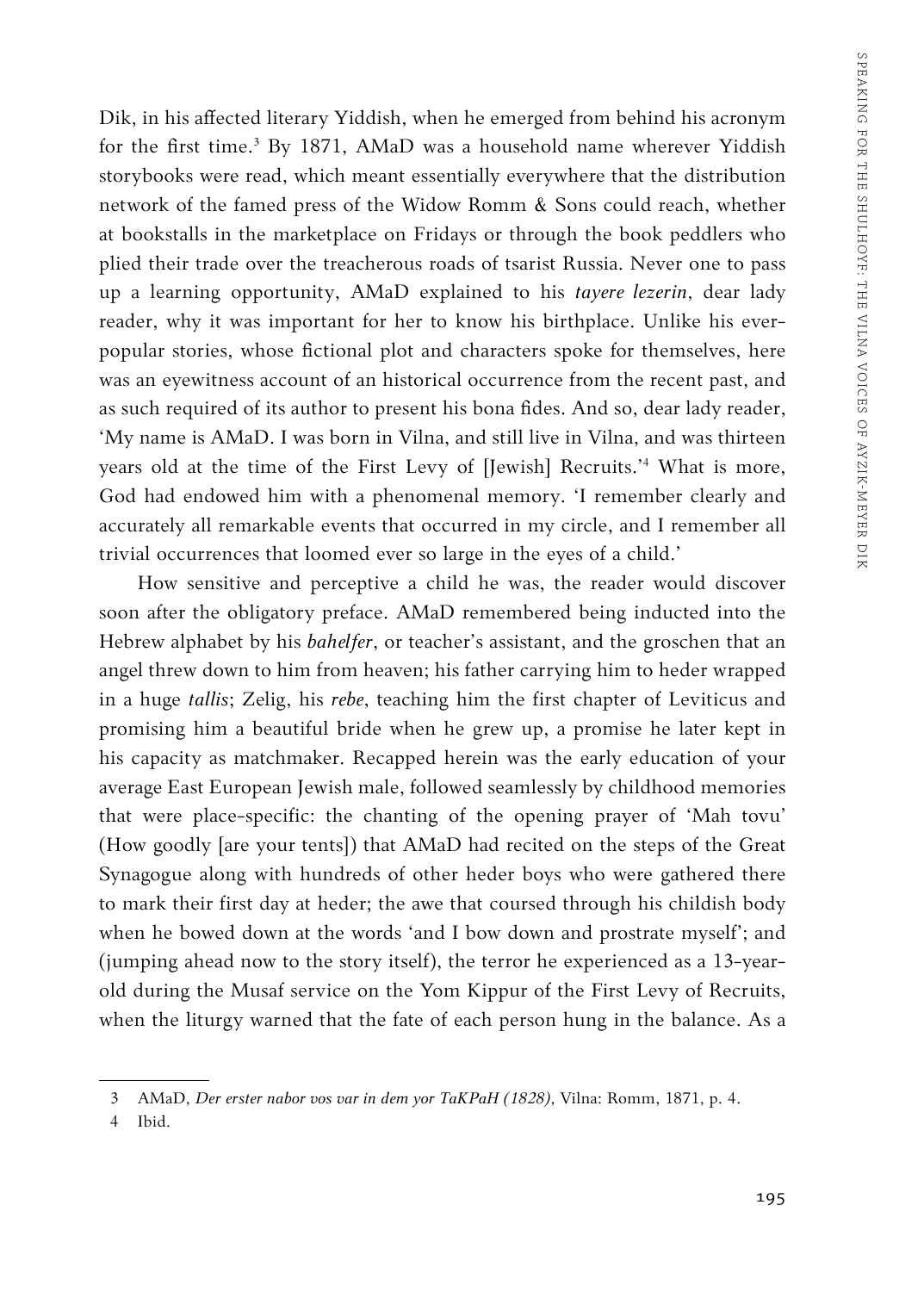Dik, in his affected literary Yiddish, when he emerged from behind his acronym for the first time.[3] By 1871, AMaD was a household name wherever Yiddish storybooks were read, which meant essentially everywhere that the distribution network of the famed press of the Widow Romm & Sons could reach, whether at bookstalls in the marketplace on Fridays or through the book peddlers who plied their trade over the treacherous roads of tsarist Russia. Never one to pass up a learning opportunity, AMaD explained to his *tayere lezerin*, dear lady reader, why it was important for her to know his birthplace. Unlike his ever-popular stories, whose fictional plot and characters spoke for themselves, here was an eyewitness account of an historical occurrence from the recent past, and as such required of its author to present his bona fides. And so, dear lady reader, 'My name is AMaD. I was born in Vilna, and still live in Vilna, and was thirteen years old at the time of the First Levy of [Jewish] Recruits.'[4] What is more, God had endowed him with a phenomenal memory. 'I remember clearly and accurately all remarkable events that occurred in my circle, and I remember all trivial occurrences that loomed ever so large in the eyes of a child.'

How sensitive and perceptive a child he was, the reader would discover soon after the obligatory preface. AMaD remembered being inducted into the Hebrew alphabet by his *bahelfer*, or teacher's assistant, and the groschen that an angel threw down to him from heaven; his father carrying him to heder wrapped in a huge *tallis*; Zelig, his *rebe*, teaching him the first chapter of Leviticus and promising him a beautiful bride when he grew up, a promise he later kept in his capacity as matchmaker. Recapped herein was the early education of your average East European Jewish male, followed seamlessly by childhood memories that were place-specific: the chanting of the opening prayer of 'Mah tovu' (How goodly [are your tents]) that AMaD had recited on the steps of the Great Synagogue along with hundreds of other heder boys who were gathered there to mark their first day at heder; the awe that coursed through his childish body when he bowed down at the words 'and I bow down and prostrate myself'; and (jumping ahead now to the story itself), the terror he experienced as a 13-year-old during the Musaf service on the Yom Kippur of the First Levy of Recruits, when the liturgy warned that the fate of each person hung in the balance. As a

---

3 AMaD, *Der erster nabor vos var in dem yor TaKPaH (1828)*, Vilna: Romm, 1871, p. 4.

4 Ibid.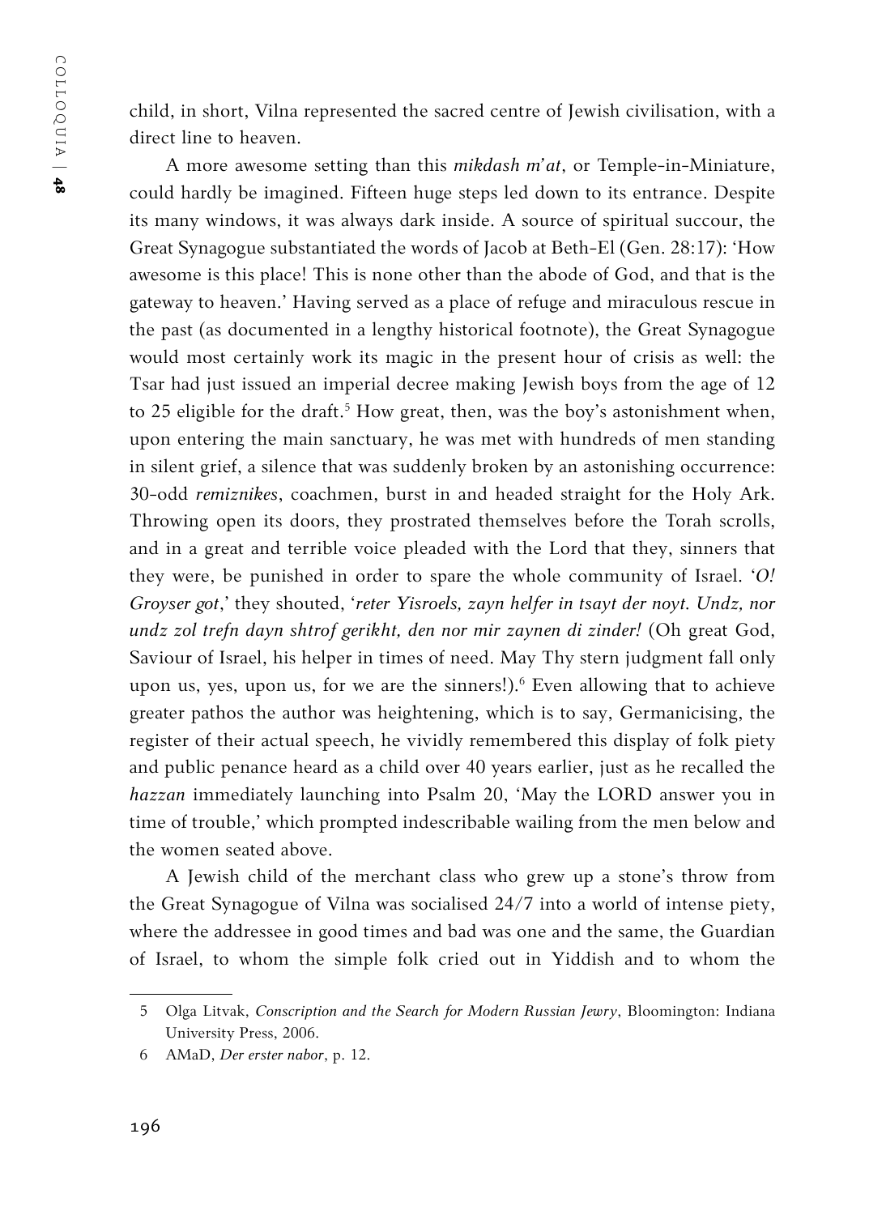child, in short, Vilna represented the sacred centre of Jewish civilisation, with a direct line to heaven.

A more awesome setting than this *mikdash m'at*, or Temple-in-Miniature, could hardly be imagined. Fifteen huge steps led down to its entrance. Despite its many windows, it was always dark inside. A source of spiritual succour, the Great Synagogue substantiated the words of Jacob at Beth-El (Gen. 28:17): 'How awesome is this place! This is none other than the abode of God, and that is the gateway to heaven.' Having served as a place of refuge and miraculous rescue in the past (as documented in a lengthy historical footnote), the Great Synagogue would most certainly work its magic in the present hour of crisis as well: the Tsar had just issued an imperial decree making Jewish boys from the age of 12 to 25 eligible for the draft.[5] How great, then, was the boy's astonishment when, upon entering the main sanctuary, he was met with hundreds of men standing in silent grief, a silence that was suddenly broken by an astonishing occurrence: 30-odd *remiznikes*, coachmen, burst in and headed straight for the Holy Ark. Throwing open its doors, they prostrated themselves before the Torah scrolls, and in a great and terrible voice pleaded with the Lord that they, sinners that they were, be punished in order to spare the whole community of Israel. '*O! Groyser got*,' they shouted, '*reter Yisroels, zayn helfer in tsayt der noyt. Undz, nor undz zol trefn dayn shtrof gerikht, den nor mir zaynen di zinder!* (Oh great God, Saviour of Israel, his helper in times of need. May Thy stern judgment fall only upon us, yes, upon us, for we are the sinners!).[6] Even allowing that to achieve greater pathos the author was heightening, which is to say, Germanicising, the register of their actual speech, he vividly remembered this display of folk piety and public penance heard as a child over 40 years earlier, just as he recalled the *hazzan* immediately launching into Psalm 20, 'May the LORD answer you in time of trouble,' which prompted indescribable wailing from the men below and the women seated above.

A Jewish child of the merchant class who grew up a stone's throw from the Great Synagogue of Vilna was socialised 24/7 into a world of intense piety, where the addressee in good times and bad was one and the same, the Guardian of Israel, to whom the simple folk cried out in Yiddish and to whom the

---

5 Olga Litvak, *Conscription and the Search for Modern Russian Jewry*, Bloomington: Indiana University Press, 2006.

6 AMaD, *Der erster nabor*, p. 12.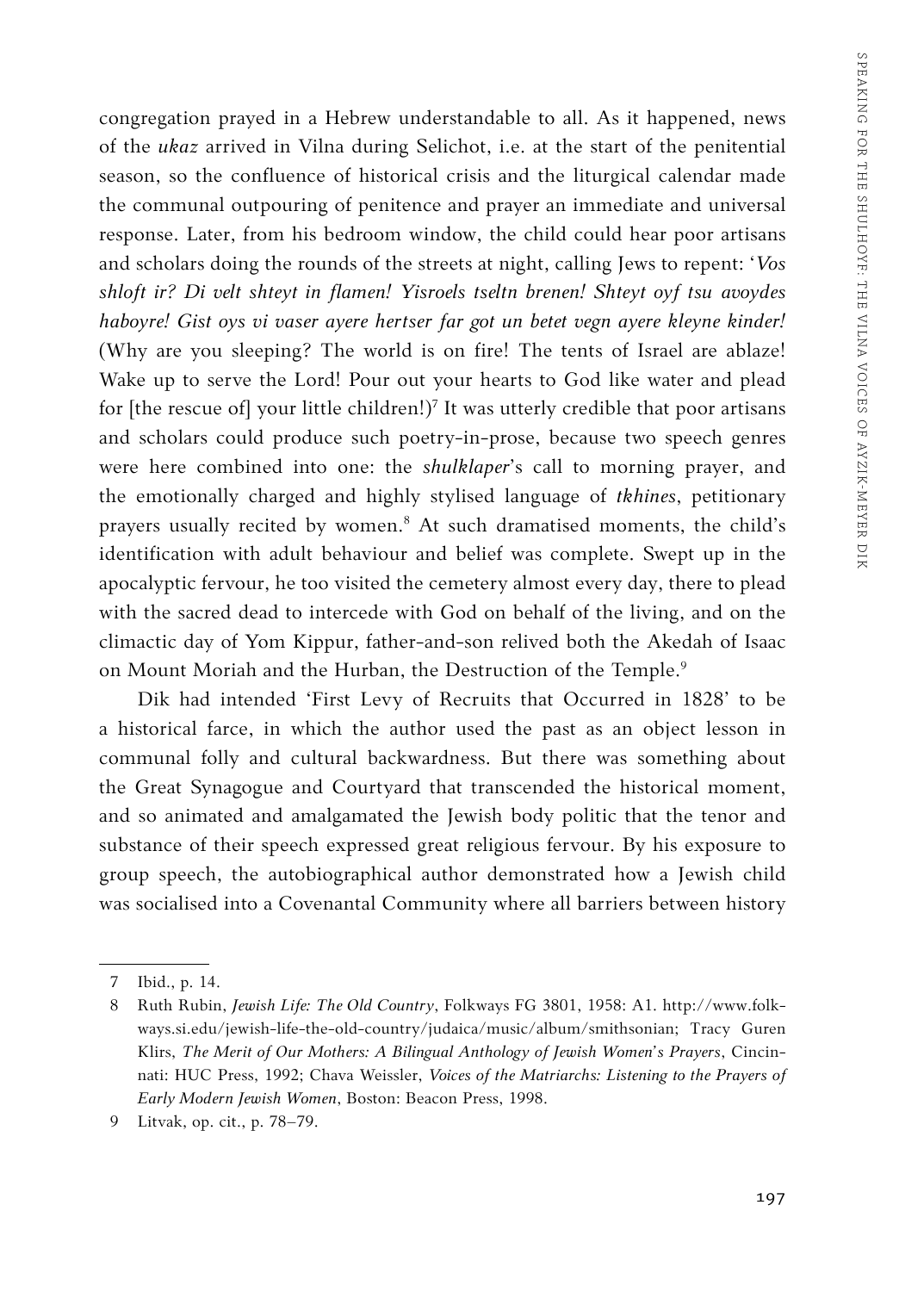congregation prayed in a Hebrew understandable to all. As it happened, news of the *ukaz* arrived in Vilna during Selichot, i.e. at the start of the penitential season, so the confluence of historical crisis and the liturgical calendar made the communal outpouring of penitence and prayer an immediate and universal response. Later, from his bedroom window, the child could hear poor artisans and scholars doing the rounds of the streets at night, calling Jews to repent: '*Vos shloft ir? Di velt shteyt in flamen! Yisroels tseltn brenen! Shteyt oyf tsu avoydes haboyre! Gist oys vi vaser ayere hertser far got un betet vegn ayere kleyne kinder!* (Why are you sleeping? The world is on fire! The tents of Israel are ablaze! Wake up to serve the Lord! Pour out your hearts to God like water and plead for [the rescue of] your little children!)[7] It was utterly credible that poor artisans and scholars could produce such poetry-in-prose, because two speech genres were here combined into one: the *shulklaper*'s call to morning prayer, and the emotionally charged and highly stylised language of *tkhines*, petitionary prayers usually recited by women.[8] At such dramatised moments, the child's identification with adult behaviour and belief was complete. Swept up in the apocalyptic fervour, he too visited the cemetery almost every day, there to plead with the sacred dead to intercede with God on behalf of the living, and on the climactic day of Yom Kippur, father-and-son relived both the Akedah of Isaac on Mount Moriah and the Hurban, the Destruction of the Temple.[9]

Dik had intended 'First Levy of Recruits that Occurred in 1828' to be a historical farce, in which the author used the past as an object lesson in communal folly and cultural backwardness. But there was something about the Great Synagogue and Courtyard that transcended the historical moment, and so animated and amalgamated the Jewish body politic that the tenor and substance of their speech expressed great religious fervour. By his exposure to group speech, the autobiographical author demonstrated how a Jewish child was socialised into a Covenantal Community where all barriers between history

---

7 Ibid., p. 14.

8 Ruth Rubin, *Jewish Life: The Old Country*, Folkways FG 3801, 1958: A1. http://www.folkways.si.edu/jewish-life-the-old-country/judaica/music/album/smithsonian; Tracy Guren Klirs, *The Merit of Our Mothers: A Bilingual Anthology of Jewish Women's Prayers*, Cincinnati: HUC Press, 1992; Chava Weissler, *Voices of the Matriarchs: Listening to the Prayers of Early Modern Jewish Women*, Boston: Beacon Press, 1998.

9 Litvak, op. cit., p. 78–79.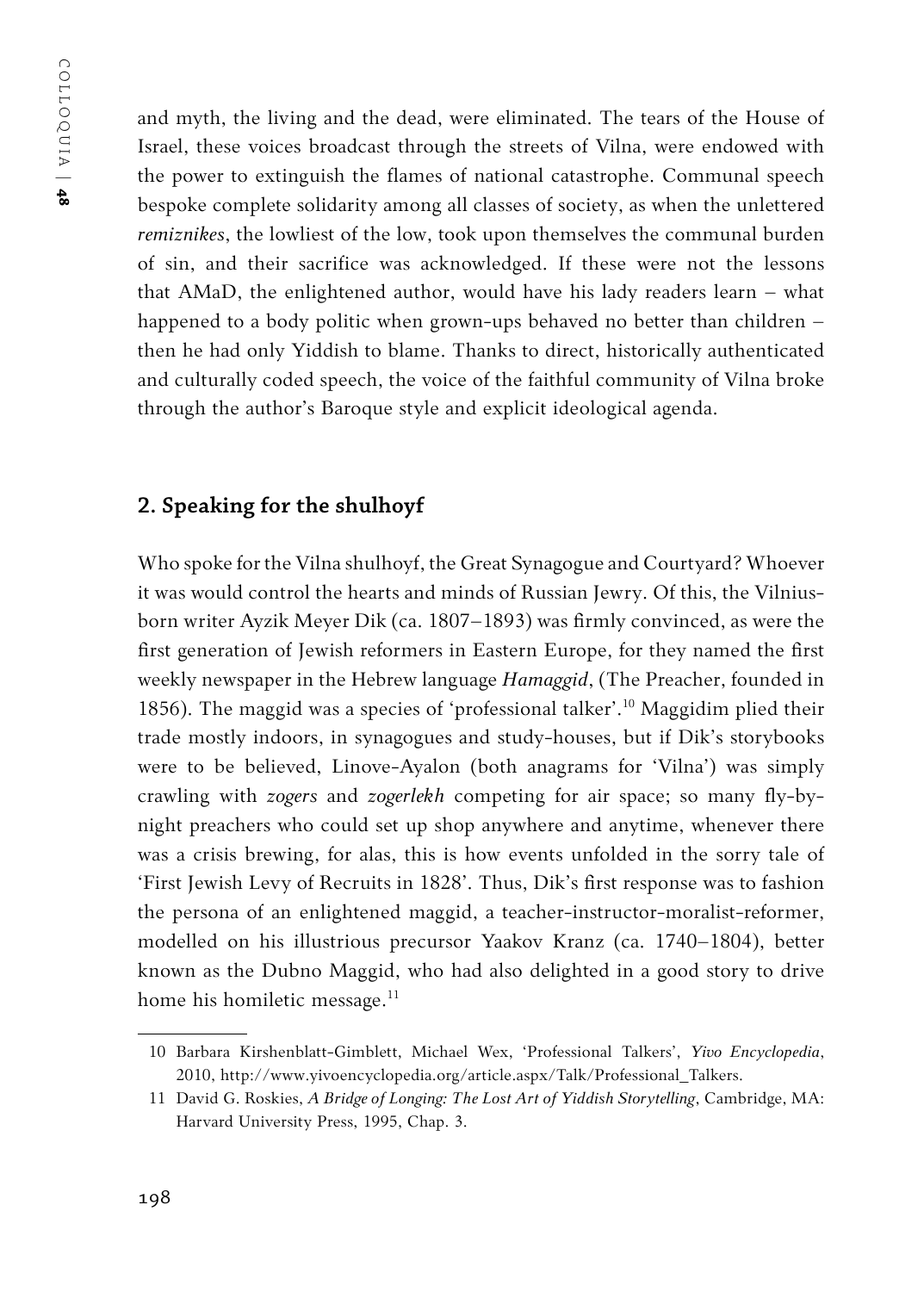and myth, the living and the dead, were eliminated. The tears of the House of Israel, these voices broadcast through the streets of Vilna, were endowed with the power to extinguish the flames of national catastrophe. Communal speech bespoke complete solidarity among all classes of society, as when the unlettered *remiznikes*, the lowliest of the low, took upon themselves the communal burden of sin, and their sacrifice was acknowledged. If these were not the lessons that AMaD, the enlightened author, would have his lady readers learn – what happened to a body politic when grown-ups behaved no better than children – then he had only Yiddish to blame. Thanks to direct, historically authenticated and culturally coded speech, the voice of the faithful community of Vilna broke through the author's Baroque style and explicit ideological agenda.

## 2. Speaking for the shulhoyf

Who spoke for the Vilna shulhoyf, the Great Synagogue and Courtyard? Whoever it was would control the hearts and minds of Russian Jewry. Of this, the Vilnius-born writer Ayzik Meyer Dik (ca. 1807–1893) was firmly convinced, as were the first generation of Jewish reformers in Eastern Europe, for they named the first weekly newspaper in the Hebrew language *Hamaggid*, (The Preacher, founded in 1856). The maggid was a species of 'professional talker'.[10] Maggidim plied their trade mostly indoors, in synagogues and study-houses, but if Dik's storybooks were to be believed, Linove-Ayalon (both anagrams for 'Vilna') was simply crawling with *zogers* and *zogerlekh* competing for air space; so many fly-by-night preachers who could set up shop anywhere and anytime, whenever there was a crisis brewing, for alas, this is how events unfolded in the sorry tale of 'First Jewish Levy of Recruits in 1828'. Thus, Dik's first response was to fashion the persona of an enlightened maggid, a teacher-instructor-moralist-reformer, modelled on his illustrious precursor Yaakov Kranz (ca. 1740–1804), better known as the Dubno Maggid, who had also delighted in a good story to drive home his homiletic message.[11]

---

10 Barbara Kirshenblatt-Gimblett, Michael Wex, 'Professional Talkers', *Yivo Encyclopedia*, 2010, http://www.yivoencyclopedia.org/article.aspx/Talk/Professional_Talkers.

11 David G. Roskies, *A Bridge of Longing: The Lost Art of Yiddish Storytelling*, Cambridge, MA: Harvard University Press, 1995, Chap. 3.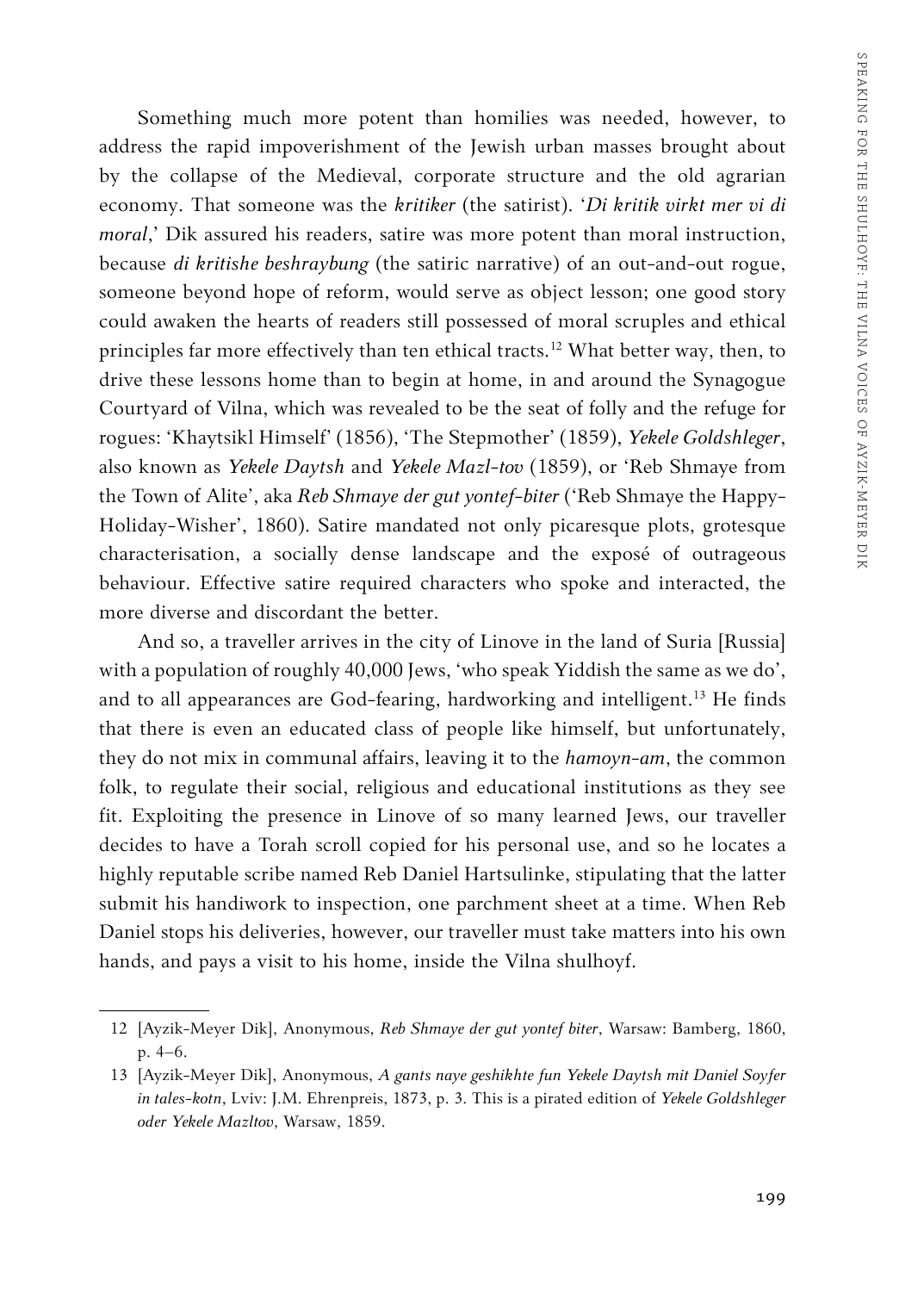Something much more potent than homilies was needed, however, to address the rapid impoverishment of the Jewish urban masses brought about by the collapse of the Medieval, corporate structure and the old agrarian economy. That someone was the *kritiker* (the satirist). '*Di kritik virkt mer vi di moral*,' Dik assured his readers, satire was more potent than moral instruction, because *di kritishe beshraybung* (the satiric narrative) of an out-and-out rogue, someone beyond hope of reform, would serve as object lesson; one good story could awaken the hearts of readers still possessed of moral scruples and ethical principles far more effectively than ten ethical tracts.[12] What better way, then, to drive these lessons home than to begin at home, in and around the Synagogue Courtyard of Vilna, which was revealed to be the seat of folly and the refuge for rogues: 'Khaytsikl Himself' (1856), 'The Stepmother' (1859), *Yekele Goldshleger*, also known as *Yekele Daytsh* and *Yekele Mazl-tov* (1859), or 'Reb Shmaye from the Town of Alite', aka *Reb Shmaye der gut yontef-biter* ('Reb Shmaye the Happy-Holiday-Wisher', 1860). Satire mandated not only picaresque plots, grotesque characterisation, a socially dense landscape and the exposé of outrageous behaviour. Effective satire required characters who spoke and interacted, the more diverse and discordant the better.

And so, a traveller arrives in the city of Linove in the land of Suria [Russia] with a population of roughly 40,000 Jews, 'who speak Yiddish the same as we do', and to all appearances are God-fearing, hardworking and intelligent.[13] He finds that there is even an educated class of people like himself, but unfortunately, they do not mix in communal affairs, leaving it to the *hamoyn-am*, the common folk, to regulate their social, religious and educational institutions as they see fit. Exploiting the presence in Linove of so many learned Jews, our traveller decides to have a Torah scroll copied for his personal use, and so he locates a highly reputable scribe named Reb Daniel Hartsulinke, stipulating that the latter submit his handiwork to inspection, one parchment sheet at a time. When Reb Daniel stops his deliveries, however, our traveller must take matters into his own hands, and pays a visit to his home, inside the Vilna shulhoyf.

---

12 [Ayzik-Meyer Dik], Anonymous, *Reb Shmaye der gut yontef biter*, Warsaw: Bamberg, 1860, p. 4–6.

13 [Ayzik-Meyer Dik], Anonymous, *A gants naye geshikhte fun Yekele Daytsh mit Daniel Soyfer in tales-kotn*, Lviv: J.M. Ehrenpreis, 1873, p. 3. This is a pirated edition of *Yekele Goldshleger oder Yekele Mazltov*, Warsaw, 1859.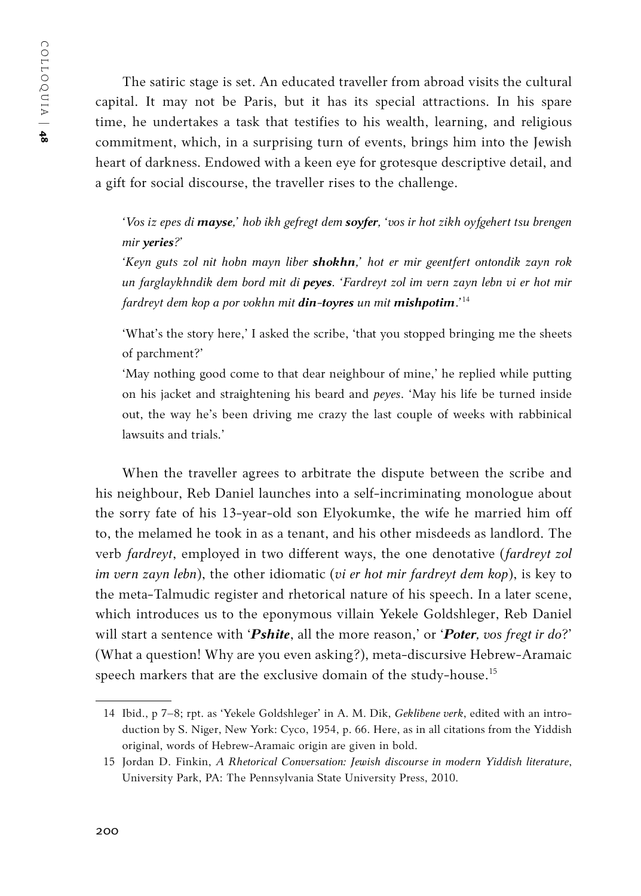The satiric stage is set. An educated traveller from abroad visits the cultural capital. It may not be Paris, but it has its special attractions. In his spare time, he undertakes a task that testifies to his wealth, learning, and religious commitment, which, in a surprising turn of events, brings him into the Jewish heart of darkness. Endowed with a keen eye for grotesque descriptive detail, and a gift for social discourse, the traveller rises to the challenge.

> *'Vos iz epes di* ***mayse****,' hob ikh gefregt dem* ***soyfer****, 'vos ir hot zikh oyfgehert tsu brengen mir* ***yeries****?'*
>
> *'Keyn guts zol nit hobn mayn liber* ***shokhn****,' hot er mir geentfert ontondik zayn rok un farglaykhndik dem bord mit di* ***peyes****. 'Fardreyt zol im vern zayn lebn vi er hot mir fardreyt dem kop a por vokhn mit* ***din-toyres*** *un mit* ***mishpotim****.'*[14]
>
> 'What's the story here,' I asked the scribe, 'that you stopped bringing me the sheets of parchment?'
>
> 'May nothing good come to that dear neighbour of mine,' he replied while putting on his jacket and straightening his beard and *peyes*. 'May his life be turned inside out, the way he's been driving me crazy the last couple of weeks with rabbinical lawsuits and trials.'

When the traveller agrees to arbitrate the dispute between the scribe and his neighbour, Reb Daniel launches into a self-incriminating monologue about the sorry fate of his 13-year-old son Elyokumke, the wife he married him off to, the melamed he took in as a tenant, and his other misdeeds as landlord. The verb *fardreyt*, employed in two different ways, the one denotative (*fardreyt zol im vern zayn lebn*), the other idiomatic (*vi er hot mir fardreyt dem kop*), is key to the meta-Talmudic register and rhetorical nature of his speech. In a later scene, which introduces us to the eponymous villain Yekele Goldshleger, Reb Daniel will start a sentence with '***Pshite***, all the more reason,' or '***Poter****, vos fregt ir do?*' (What a question! Why are you even asking?), meta-discursive Hebrew-Aramaic speech markers that are the exclusive domain of the study-house.[15]

---

14 Ibid., p 7–8; rpt. as 'Yekele Goldshleger' in A. M. Dik, *Geklibene verk*, edited with an introduction by S. Niger, New York: Cyco, 1954, p. 66. Here, as in all citations from the Yiddish original, words of Hebrew-Aramaic origin are given in bold.

15 Jordan D. Finkin, *A Rhetorical Conversation: Jewish discourse in modern Yiddish literature*, University Park, PA: The Pennsylvania State University Press, 2010.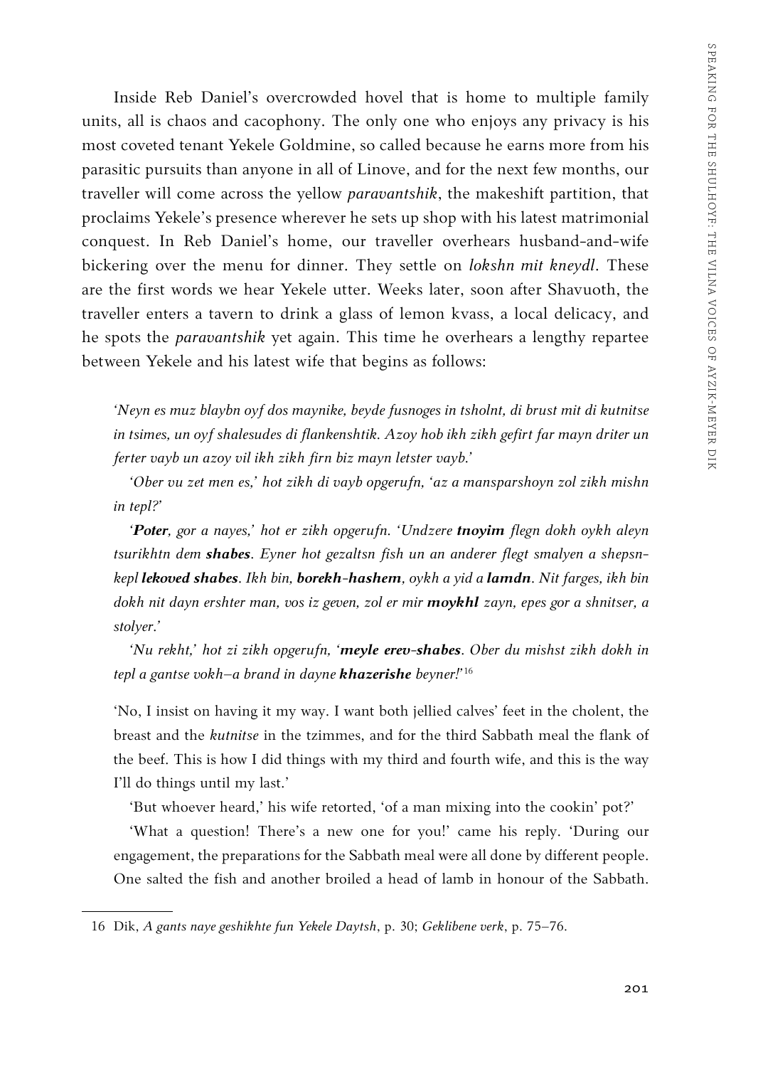Inside Reb Daniel's overcrowded hovel that is home to multiple family units, all is chaos and cacophony. The only one who enjoys any privacy is his most coveted tenant Yekele Goldmine, so called because he earns more from his parasitic pursuits than anyone in all of Linove, and for the next few months, our traveller will come across the yellow *paravantshik*, the makeshift partition, that proclaims Yekele's presence wherever he sets up shop with his latest matrimonial conquest. In Reb Daniel's home, our traveller overhears husband-and-wife bickering over the menu for dinner. They settle on *lokshn mit kneydl*. These are the first words we hear Yekele utter. Weeks later, soon after Shavuoth, the traveller enters a tavern to drink a glass of lemon kvass, a local delicacy, and he spots the *paravantshik* yet again. This time he overhears a lengthy repartee between Yekele and his latest wife that begins as follows:

> *'Neyn es muz blaybn oyf dos maynike, beyde fusnoges in tsholnt, di brust mit di kutnitse in tsimes, un oyf shalesudes di flankenshtik. Azoy hob ikh zikh gefirt far mayn driter un ferter vayb un azoy vil ikh zikh firn biz mayn letster vayb.'*
>
> *'Ober vu zet men es,' hot zikh di vayb opgerufn, 'az a mansparshoyn zol zikh mishn in tepl?'*
>
> *'**Poter**, gor a nayes,' hot er zikh opgerufn. 'Undzere **tnoyim** flegn dokh oykh aleyn tsurikhtn dem **shabes**. Eyner hot gezaltsn fish un an anderer flegt smalyen a shepsn-kepl **lekoved shabes**. Ikh bin, **borekh-hashem**, oykh a yid a **lamdn**. Nit farges, ikh bin dokh nit dayn ershter man, vos iz geven, zol er mir **moykhl** zayn, epes gor a shnitser, a stolyer.'*
>
> *'Nu rekht,' hot zi zikh opgerufn, '**meyle erev-shabes**. Ober du mishst zikh dokh in tepl a gantse vokh—a brand in dayne **khazerishe** beyner!'*[16]

'No, I insist on having it my way. I want both jellied calves' feet in the cholent, the breast and the *kutnitse* in the tzimmes, and for the third Sabbath meal the flank of the beef. This is how I did things with my third and fourth wife, and this is the way I'll do things until my last.'

'But whoever heard,' his wife retorted, 'of a man mixing into the cookin' pot?'

'What a question! There's a new one for you!' came his reply. 'During our engagement, the preparations for the Sabbath meal were all done by different people. One salted the fish and another broiled a head of lamb in honour of the Sabbath.

16 Dik, *A gants naye geshikhte fun Yekele Daytsh*, p. 30; *Geklibene verk*, p. 75–76.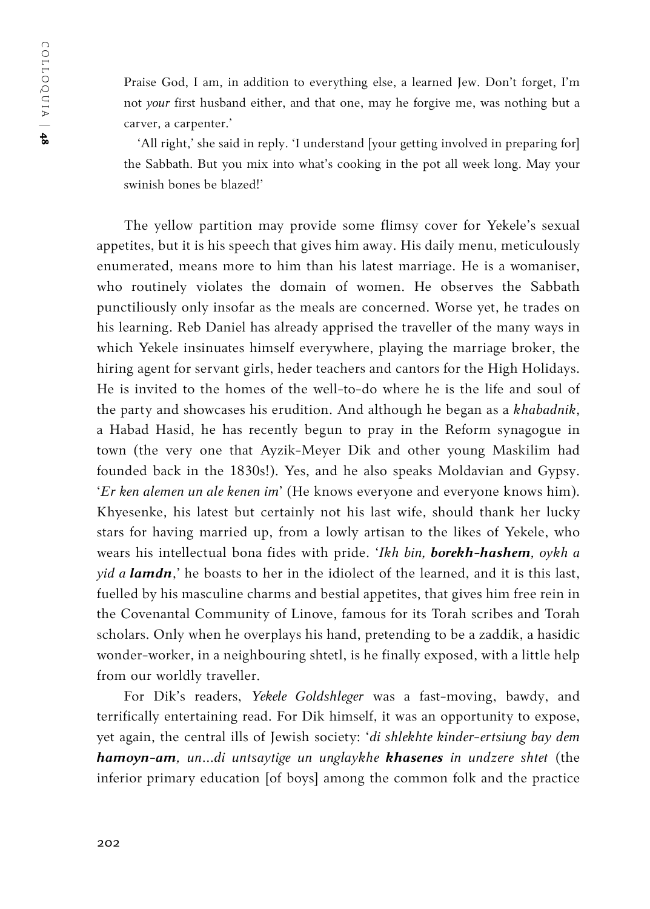Praise God, I am, in addition to everything else, a learned Jew. Don't forget, I'm not *your* first husband either, and that one, may he forgive me, was nothing but a carver, a carpenter.'

'All right,' she said in reply. 'I understand [your getting involved in preparing for] the Sabbath. But you mix into what's cooking in the pot all week long. May your swinish bones be blazed!'

The yellow partition may provide some flimsy cover for Yekele's sexual appetites, but it is his speech that gives him away. His daily menu, meticulously enumerated, means more to him than his latest marriage. He is a womaniser, who routinely violates the domain of women. He observes the Sabbath punctiliously only insofar as the meals are concerned. Worse yet, he trades on his learning. Reb Daniel has already apprised the traveller of the many ways in which Yekele insinuates himself everywhere, playing the marriage broker, the hiring agent for servant girls, heder teachers and cantors for the High Holidays. He is invited to the homes of the well-to-do where he is the life and soul of the party and showcases his erudition. And although he began as a *khabadnik*, a Habad Hasid, he has recently begun to pray in the Reform synagogue in town (the very one that Ayzik-Meyer Dik and other young Maskilim had founded back in the 1830s!). Yes, and he also speaks Moldavian and Gypsy. '*Er ken alemen un ale kenen im*' (He knows everyone and everyone knows him). Khyesenke, his latest but certainly not his last wife, should thank her lucky stars for having married up, from a lowly artisan to the likes of Yekele, who wears his intellectual bona fides with pride. '*Ikh bin, **borekh-hashem**, oykh a yid a **lamdn***,' he boasts to her in the idiolect of the learned, and it is this last, fuelled by his masculine charms and bestial appetites, that gives him free rein in the Covenantal Community of Linove, famous for its Torah scribes and Torah scholars. Only when he overplays his hand, pretending to be a zaddik, a hasidic wonder-worker, in a neighbouring shtetl, is he finally exposed, with a little help from our worldly traveller.

For Dik's readers, *Yekele Goldshleger* was a fast-moving, bawdy, and terrifically entertaining read. For Dik himself, it was an opportunity to expose, yet again, the central ills of Jewish society: '*di shlekhte kinder-ertsiung bay dem **hamoyn-am**, un...di untsaytige un unglaykhe **khasenes** in undzere shtet* (the inferior primary education [of boys] among the common folk and the practice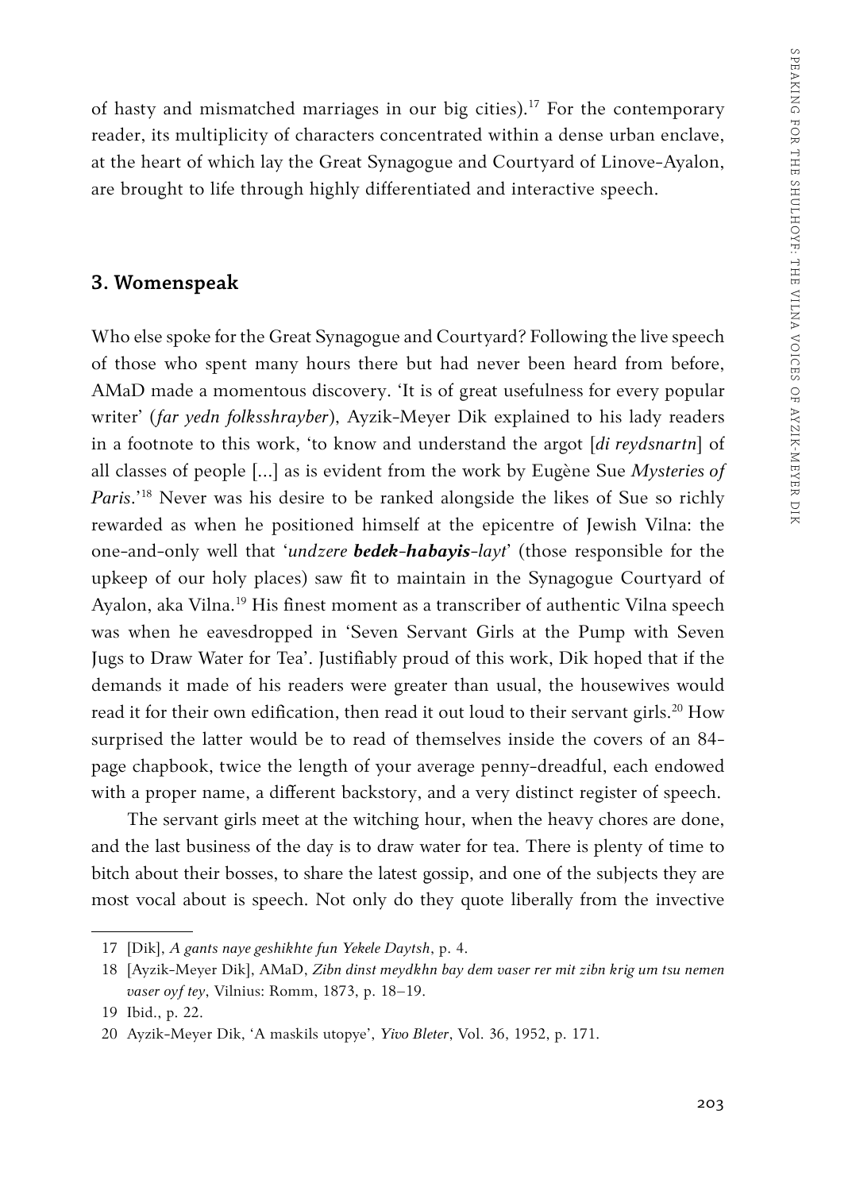of hasty and mismatched marriages in our big cities).[17] For the contemporary reader, its multiplicity of characters concentrated within a dense urban enclave, at the heart of which lay the Great Synagogue and Courtyard of Linove-Ayalon, are brought to life through highly differentiated and interactive speech.

## 3. Womenspeak

Who else spoke for the Great Synagogue and Courtyard? Following the live speech of those who spent many hours there but had never been heard from before, AMaD made a momentous discovery. 'It is of great usefulness for every popular writer' (*far yedn folksshrayber*), Ayzik-Meyer Dik explained to his lady readers in a footnote to this work, 'to know and understand the argot [*di reydsnartn*] of all classes of people [...] as is evident from the work by Eugène Sue *Mysteries of Paris*.'[18] Never was his desire to be ranked alongside the likes of Sue so richly rewarded as when he positioned himself at the epicentre of Jewish Vilna: the one-and-only well that '*undzere* ***bedek-habayis****-layt*' (those responsible for the upkeep of our holy places) saw fit to maintain in the Synagogue Courtyard of Ayalon, aka Vilna.[19] His finest moment as a transcriber of authentic Vilna speech was when he eavesdropped in 'Seven Servant Girls at the Pump with Seven Jugs to Draw Water for Tea'. Justifiably proud of this work, Dik hoped that if the demands it made of his readers were greater than usual, the housewives would read it for their own edification, then read it out loud to their servant girls.[20] How surprised the latter would be to read of themselves inside the covers of an 84-page chapbook, twice the length of your average penny-dreadful, each endowed with a proper name, a different backstory, and a very distinct register of speech.

The servant girls meet at the witching hour, when the heavy chores are done, and the last business of the day is to draw water for tea. There is plenty of time to bitch about their bosses, to share the latest gossip, and one of the subjects they are most vocal about is speech. Not only do they quote liberally from the invective

---

17 [Dik], *A gants naye geshikhte fun Yekele Daytsh*, p. 4.

18 [Ayzik-Meyer Dik], AMaD, *Zibn dinst meydkhn bay dem vaser rer mit zibn krig um tsu nemen vaser oyf tey*, Vilnius: Romm, 1873, p. 18–19.

19 Ibid., p. 22.

20 Ayzik-Meyer Dik, 'A maskils utopye', *Yivo Bleter*, Vol. 36, 1952, p. 171.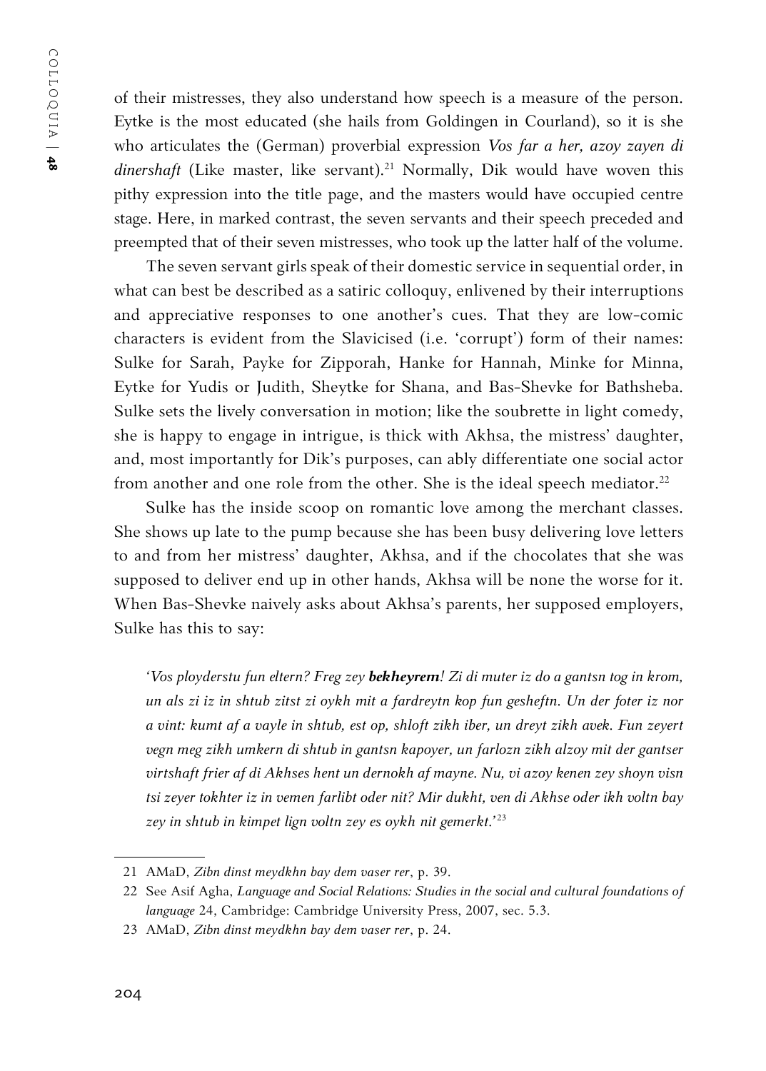of their mistresses, they also understand how speech is a measure of the person. Eytke is the most educated (she hails from Goldingen in Courland), so it is she who articulates the (German) proverbial expression *Vos far a her, azoy zayen di dinershaft* (Like master, like servant).[21] Normally, Dik would have woven this pithy expression into the title page, and the masters would have occupied centre stage. Here, in marked contrast, the seven servants and their speech preceded and preempted that of their seven mistresses, who took up the latter half of the volume.

The seven servant girls speak of their domestic service in sequential order, in what can best be described as a satiric colloquy, enlivened by their interruptions and appreciative responses to one another's cues. That they are low-comic characters is evident from the Slavicised (i.e. 'corrupt') form of their names: Sulke for Sarah, Payke for Zipporah, Hanke for Hannah, Minke for Minna, Eytke for Yudis or Judith, Sheytke for Shana, and Bas-Shevke for Bathsheba. Sulke sets the lively conversation in motion; like the soubrette in light comedy, she is happy to engage in intrigue, is thick with Akhsa, the mistress' daughter, and, most importantly for Dik's purposes, can ably differentiate one social actor from another and one role from the other. She is the ideal speech mediator.[22]

Sulke has the inside scoop on romantic love among the merchant classes. She shows up late to the pump because she has been busy delivering love letters to and from her mistress' daughter, Akhsa, and if the chocolates that she was supposed to deliver end up in other hands, Akhsa will be none the worse for it. When Bas-Shevke naively asks about Akhsa's parents, her supposed employers, Sulke has this to say:

> '*Vos ployderstu fun eltern? Freg zey* ***bekheyrem****! Zi di muter iz do a gantsn tog in krom, un als zi iz in shtub zitst zi oykh mit a fardreytn kop fun gesheftn. Un der foter iz nor a vint: kumt af a vayle in shtub, est op, shloft zikh iber, un dreyt zikh avek. Fun zeyert vegn meg zikh umkern di shtub in gantsn kapoyer, un farlozn zikh alzoy mit der gantser virtshaft frier af di Akhses hent un dernokh af mayne. Nu, vi azoy kenen zey shoyn visn tsi zeyer tokhter iz in vemen farlibt oder nit? Mir dukht, ven di Akhse oder ikh voltn bay zey in shtub in kimpet lign voltn zey es oykh nit gemerkt.*'[23]

---

21 AMaD, *Zibn dinst meydkhn bay dem vaser rer*, p. 39.

22 See Asif Agha, *Language and Social Relations: Studies in the social and cultural foundations of language* 24, Cambridge: Cambridge University Press, 2007, sec. 5.3.

23 AMaD, *Zibn dinst meydkhn bay dem vaser rer*, p. 24.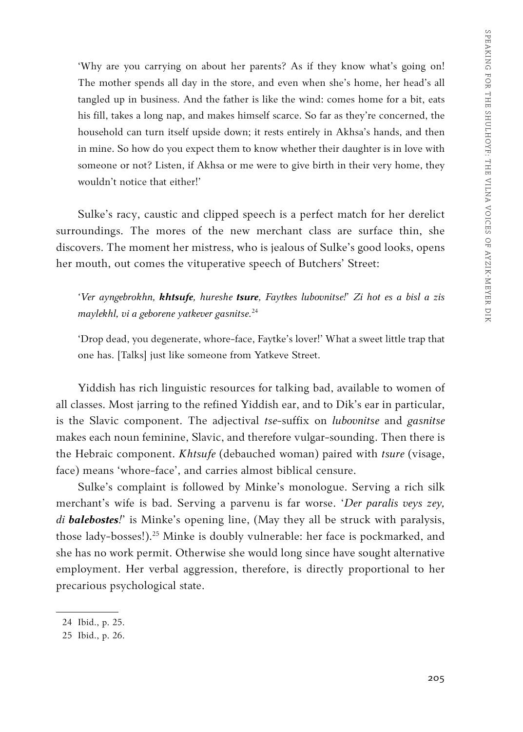'Why are you carrying on about her parents? As if they know what's going on! The mother spends all day in the store, and even when she's home, her head's all tangled up in business. And the father is like the wind: comes home for a bit, eats his fill, takes a long nap, and makes himself scarce. So far as they're concerned, the household can turn itself upside down; it rests entirely in Akhsa's hands, and then in mine. So how do you expect them to know whether their daughter is in love with someone or not? Listen, if Akhsa or me were to give birth in their very home, they wouldn't notice that either!'

Sulke's racy, caustic and clipped speech is a perfect match for her derelict surroundings. The mores of the new merchant class are surface thin, she discovers. The moment her mistress, who is jealous of Sulke's good looks, opens her mouth, out comes the vituperative speech of Butchers' Street:

*'Ver ayngebrokhn, **khtsufe**, hureshe **tsure**, Faytkes lubovnitse!' Zi hot es a bisl a zis maylekhl, vi a geborene yatkever gasnitse.*[24]

'Drop dead, you degenerate, whore-face, Faytke's lover!' What a sweet little trap that one has. [Talks] just like someone from Yatkeve Street.

Yiddish has rich linguistic resources for talking bad, available to women of all classes. Most jarring to the refined Yiddish ear, and to Dik's ear in particular, is the Slavic component. The adjectival *tse*-suffix on *lubovnitse* and *gasnitse* makes each noun feminine, Slavic, and therefore vulgar-sounding. Then there is the Hebraic component. *Khtsufe* (debauched woman) paired with *tsure* (visage, face) means 'whore-face', and carries almost biblical censure.

Sulke's complaint is followed by Minke's monologue. Serving a rich silk merchant's wife is bad. Serving a parvenu is far worse. '*Der paralis veys zey, di **balebostes**!*' is Minke's opening line, (May they all be struck with paralysis, those lady-bosses!).[25] Minke is doubly vulnerable: her face is pockmarked, and she has no work permit. Otherwise she would long since have sought alternative employment. Her verbal aggression, therefore, is directly proportional to her precarious psychological state.

---

24 Ibid., p. 25.

25 Ibid., p. 26.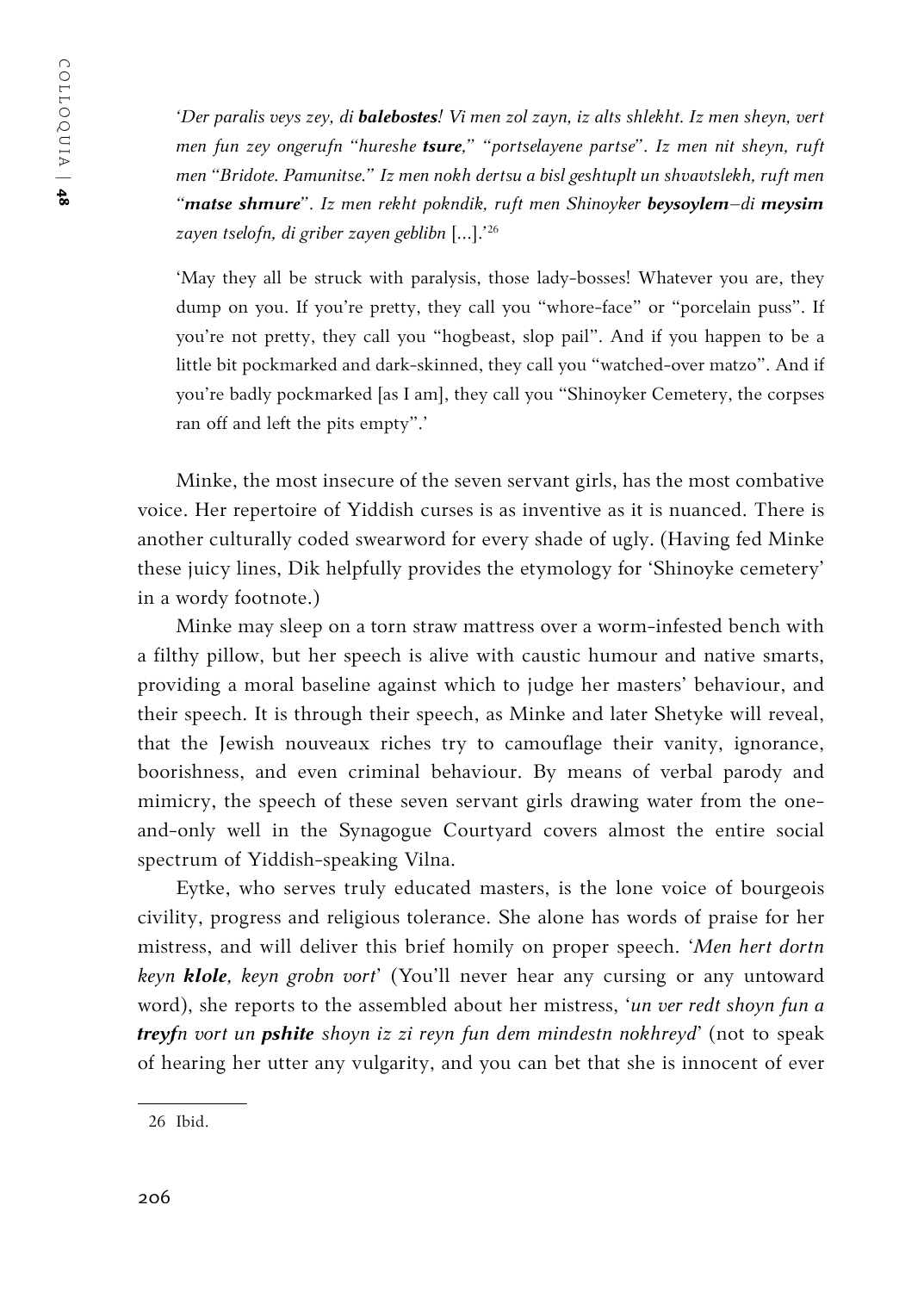*'Der paralis veys zey, di **balebostes**! Vi men zol zayn, iz alts shlekht. Iz men sheyn, vert men fun zey ongerufn "hureshe **tsure**," "portselayene partse". Iz men nit sheyn, ruft men "Bridote. Pamunitse." Iz men nokh dertsu a bisl geshtuplt un shvavtslekh, ruft men "**matse shmure**". Iz men rekht pokndik, ruft men Shinoyker **beysoylem**–di **meysim** zayen tselofn, di griber zayen geblibn* [...].'[26]

'May they all be struck with paralysis, those lady-bosses! Whatever you are, they dump on you. If you're pretty, they call you "whore-face" or "porcelain puss". If you're not pretty, they call you "hogbeast, slop pail". And if you happen to be a little bit pockmarked and dark-skinned, they call you "watched-over matzo". And if you're badly pockmarked [as I am], they call you "Shinoyker Cemetery, the corpses ran off and left the pits empty".'

Minke, the most insecure of the seven servant girls, has the most combative voice. Her repertoire of Yiddish curses is as inventive as it is nuanced. There is another culturally coded swearword for every shade of ugly. (Having fed Minke these juicy lines, Dik helpfully provides the etymology for 'Shinoyke cemetery' in a wordy footnote.)

Minke may sleep on a torn straw mattress over a worm-infested bench with a filthy pillow, but her speech is alive with caustic humour and native smarts, providing a moral baseline against which to judge her masters' behaviour, and their speech. It is through their speech, as Minke and later Shetyke will reveal, that the Jewish nouveaux riches try to camouflage their vanity, ignorance, boorishness, and even criminal behaviour. By means of verbal parody and mimicry, the speech of these seven servant girls drawing water from the one-and-only well in the Synagogue Courtyard covers almost the entire social spectrum of Yiddish-speaking Vilna.

Eytke, who serves truly educated masters, is the lone voice of bourgeois civility, progress and religious tolerance. She alone has words of praise for her mistress, and will deliver this brief homily on proper speech. '*Men hert dortn keyn **klole**, keyn grobn vort*' (You'll never hear any cursing or any untoward word), she reports to the assembled about her mistress, '*un ver redt shoyn fun a **treyf**n vort un **pshite** shoyn iz zi reyn fun dem mindestn nokhreyd*' (not to speak of hearing her utter any vulgarity, and you can bet that she is innocent of ever

---

26 Ibid.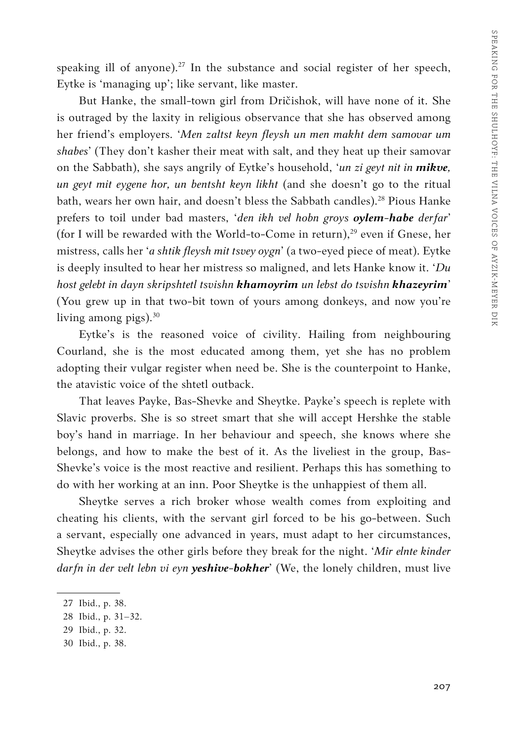speaking ill of anyone).[27] In the substance and social register of her speech, Eytke is 'managing up'; like servant, like master.

But Hanke, the small-town girl from Dričishok, will have none of it. She is outraged by the laxity in religious observance that she has observed among her friend's employers. '*Men zaltst keyn fleysh un men makht dem samovar um shabes*' (They don't kasher their meat with salt, and they heat up their samovar on the Sabbath), she says angrily of Eytke's household, '*un zi geyt nit in* ***mikve****, un geyt mit eygene hor, un bentsht keyn likht* (and she doesn't go to the ritual bath, wears her own hair, and doesn't bless the Sabbath candles).[28] Pious Hanke prefers to toil under bad masters, '*den ikh vel hobn groys* ***oylem-habe*** *derfar*' (for I will be rewarded with the World-to-Come in return),[29] even if Gnese, her mistress, calls her '*a shtik fleysh mit tsvey oygn*' (a two-eyed piece of meat). Eytke is deeply insulted to hear her mistress so maligned, and lets Hanke know it. '*Du host gelebt in dayn skripshtetl tsvishn* ***khamoyrim*** *un lebst do tsvishn* ***khazeyrim***' (You grew up in that two-bit town of yours among donkeys, and now you're living among pigs).[30]

Eytke's is the reasoned voice of civility. Hailing from neighbouring Courland, she is the most educated among them, yet she has no problem adopting their vulgar register when need be. She is the counterpoint to Hanke, the atavistic voice of the shtetl outback.

That leaves Payke, Bas-Shevke and Sheytke. Payke's speech is replete with Slavic proverbs. She is so street smart that she will accept Hershke the stable boy's hand in marriage. In her behaviour and speech, she knows where she belongs, and how to make the best of it. As the liveliest in the group, Bas-Shevke's voice is the most reactive and resilient. Perhaps this has something to do with her working at an inn. Poor Sheytke is the unhappiest of them all.

Sheytke serves a rich broker whose wealth comes from exploiting and cheating his clients, with the servant girl forced to be his go-between. Such a servant, especially one advanced in years, must adapt to her circumstances, Sheytke advises the other girls before they break for the night. '*Mir elnte kinder darfn in der velt lebn vi eyn* ***yeshive-bokher***' (We, the lonely children, must live

27 Ibid., p. 38.

28 Ibid., p. 31–32.

29 Ibid., p. 32.

30 Ibid., p. 38.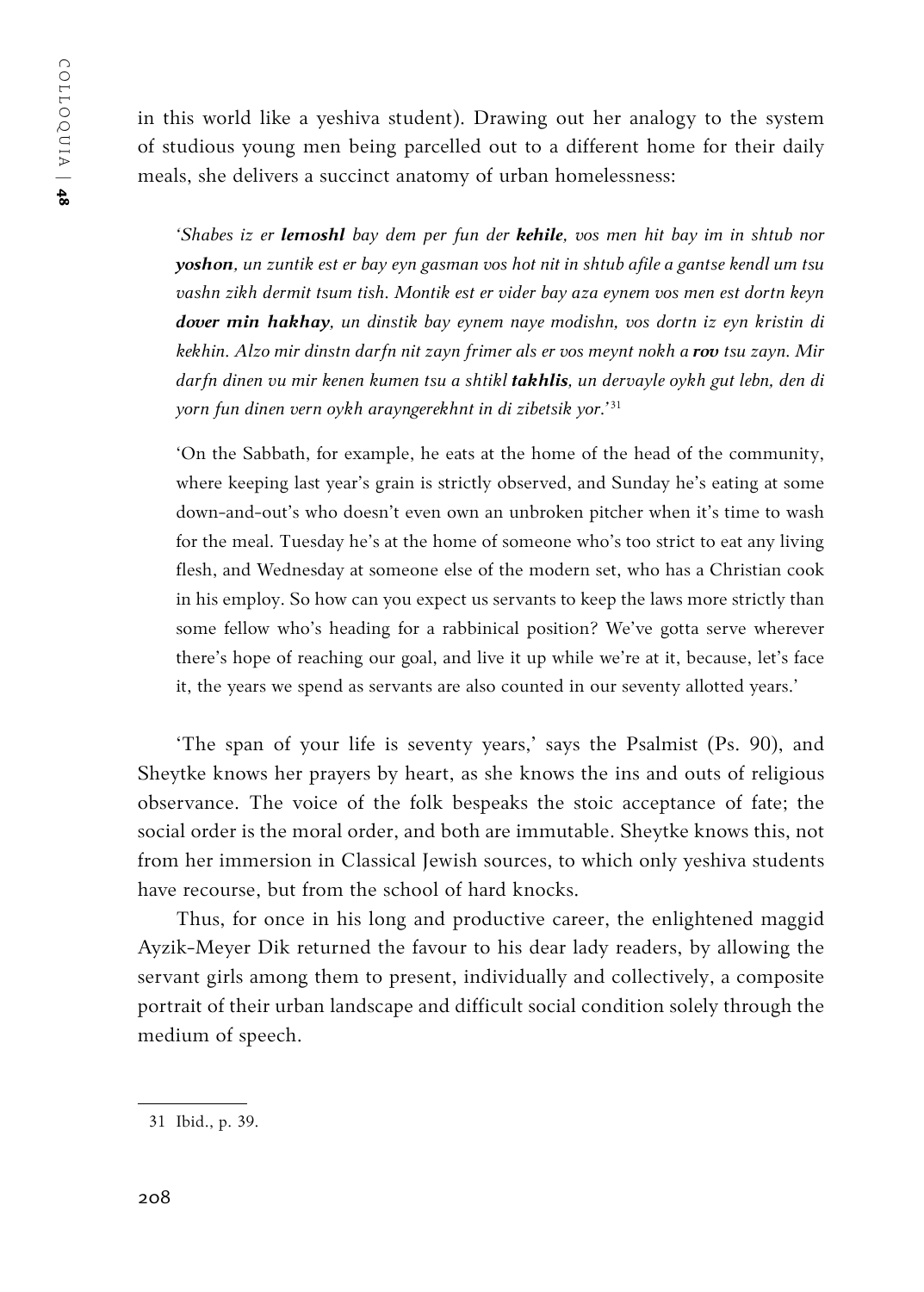in this world like a yeshiva student). Drawing out her analogy to the system of studious young men being parcelled out to a different home for their daily meals, she delivers a succinct anatomy of urban homelessness:

> *'Shabes iz er* ***lemoshl*** *bay dem per fun der* ***kehile****, vos men hit bay im in shtub nor* ***yoshon****, un zuntik est er bay eyn gasman vos hot nit in shtub afile a gantse kendl um tsu vashn zikh dermit tsum tish. Montik est er vider bay aza eynem vos men est dortn keyn* ***dover min hakhay****, un dinstik bay eynem naye modishn, vos dortn iz eyn kristin di kekhin. Alzo mir dinstn darfn nit zayn frimer als er vos meynt nokh a* ***rov*** *tsu zayn. Mir darfn dinen vu mir kenen kumen tsu a shtikl* ***takhlis****, un dervayle oykh gut lebn, den di yorn fun dinen vern oykh arayngerekhnt in di zibetsik yor.'*[31]

> 'On the Sabbath, for example, he eats at the home of the head of the community, where keeping last year's grain is strictly observed, and Sunday he's eating at some down-and-out's who doesn't even own an unbroken pitcher when it's time to wash for the meal. Tuesday he's at the home of someone who's too strict to eat any living flesh, and Wednesday at someone else of the modern set, who has a Christian cook in his employ. So how can you expect us servants to keep the laws more strictly than some fellow who's heading for a rabbinical position? We've gotta serve wherever there's hope of reaching our goal, and live it up while we're at it, because, let's face it, the years we spend as servants are also counted in our seventy allotted years.'

'The span of your life is seventy years,' says the Psalmist (Ps. 90), and Sheytke knows her prayers by heart, as she knows the ins and outs of religious observance. The voice of the folk bespeaks the stoic acceptance of fate; the social order is the moral order, and both are immutable. Sheytke knows this, not from her immersion in Classical Jewish sources, to which only yeshiva students have recourse, but from the school of hard knocks.

Thus, for once in his long and productive career, the enlightened maggid Ayzik-Meyer Dik returned the favour to his dear lady readers, by allowing the servant girls among them to present, individually and collectively, a composite portrait of their urban landscape and difficult social condition solely through the medium of speech.

---

31 Ibid., p. 39.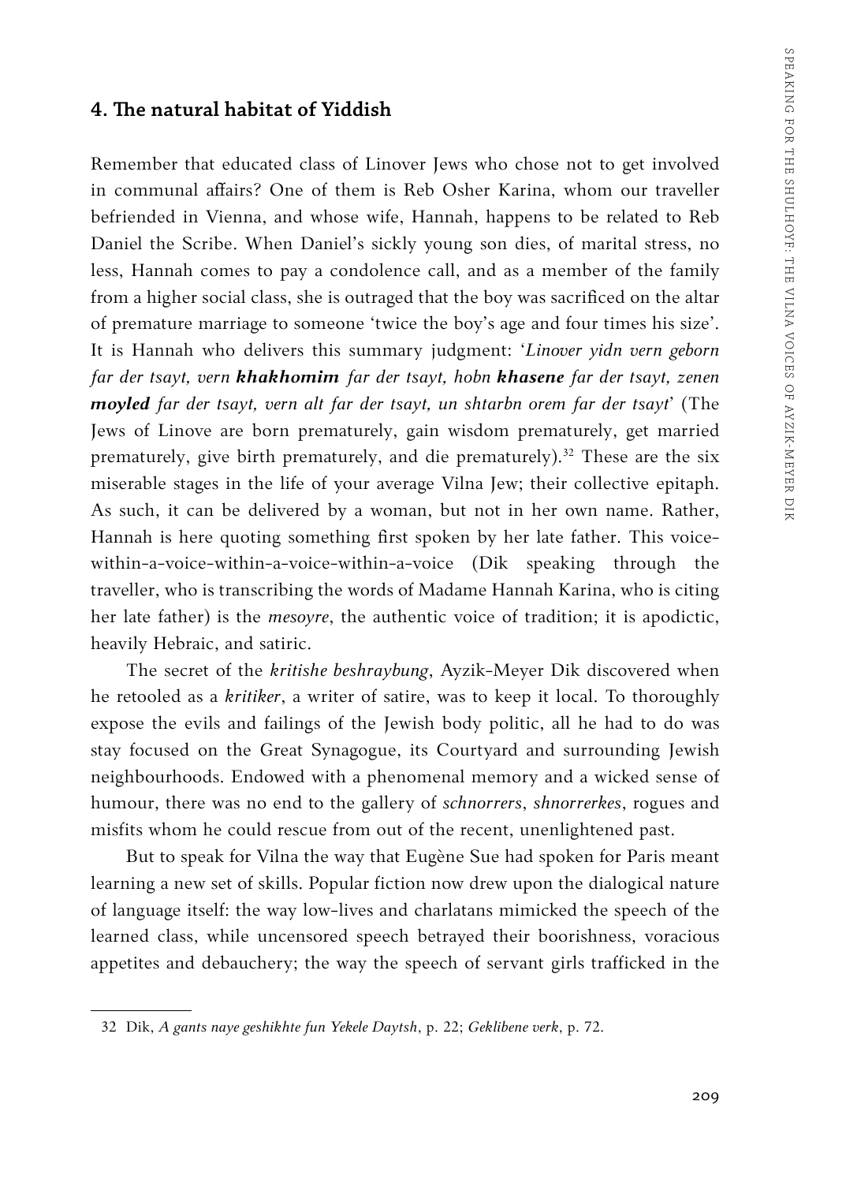## 4. The natural habitat of Yiddish

Remember that educated class of Linover Jews who chose not to get involved in communal affairs? One of them is Reb Osher Karina, whom our traveller befriended in Vienna, and whose wife, Hannah, happens to be related to Reb Daniel the Scribe. When Daniel's sickly young son dies, of marital stress, no less, Hannah comes to pay a condolence call, and as a member of the family from a higher social class, she is outraged that the boy was sacrificed on the altar of premature marriage to someone 'twice the boy's age and four times his size'. It is Hannah who delivers this summary judgment: '*Linover yidn vern geborn far der tsayt, vern* ***khakhomim*** *far der tsayt, hobn* ***khasene*** *far der tsayt, zenen* ***moyled*** *far der tsayt, vern alt far der tsayt, un shtarbn orem far der tsayt*' (The Jews of Linove are born prematurely, gain wisdom prematurely, get married prematurely, give birth prematurely, and die prematurely).[32] These are the six miserable stages in the life of your average Vilna Jew; their collective epitaph. As such, it can be delivered by a woman, but not in her own name. Rather, Hannah is here quoting something first spoken by her late father. This voice-within-a-voice-within-a-voice-within-a-voice (Dik speaking through the traveller, who is transcribing the words of Madame Hannah Karina, who is citing her late father) is the *mesoyre*, the authentic voice of tradition; it is apodictic, heavily Hebraic, and satiric.

The secret of the *kritishe beshraybung*, Ayzik-Meyer Dik discovered when he retooled as a *kritiker*, a writer of satire, was to keep it local. To thoroughly expose the evils and failings of the Jewish body politic, all he had to do was stay focused on the Great Synagogue, its Courtyard and surrounding Jewish neighbourhoods. Endowed with a phenomenal memory and a wicked sense of humour, there was no end to the gallery of *schnorrers*, *shnorrerkes*, rogues and misfits whom he could rescue from out of the recent, unenlightened past.

But to speak for Vilna the way that Eugène Sue had spoken for Paris meant learning a new set of skills. Popular fiction now drew upon the dialogical nature of language itself: the way low-lives and charlatans mimicked the speech of the learned class, while uncensored speech betrayed their boorishness, voracious appetites and debauchery; the way the speech of servant girls trafficked in the

---

32 Dik, *A gants naye geshikhte fun Yekele Daytsh*, p. 22; *Geklibene verk*, p. 72.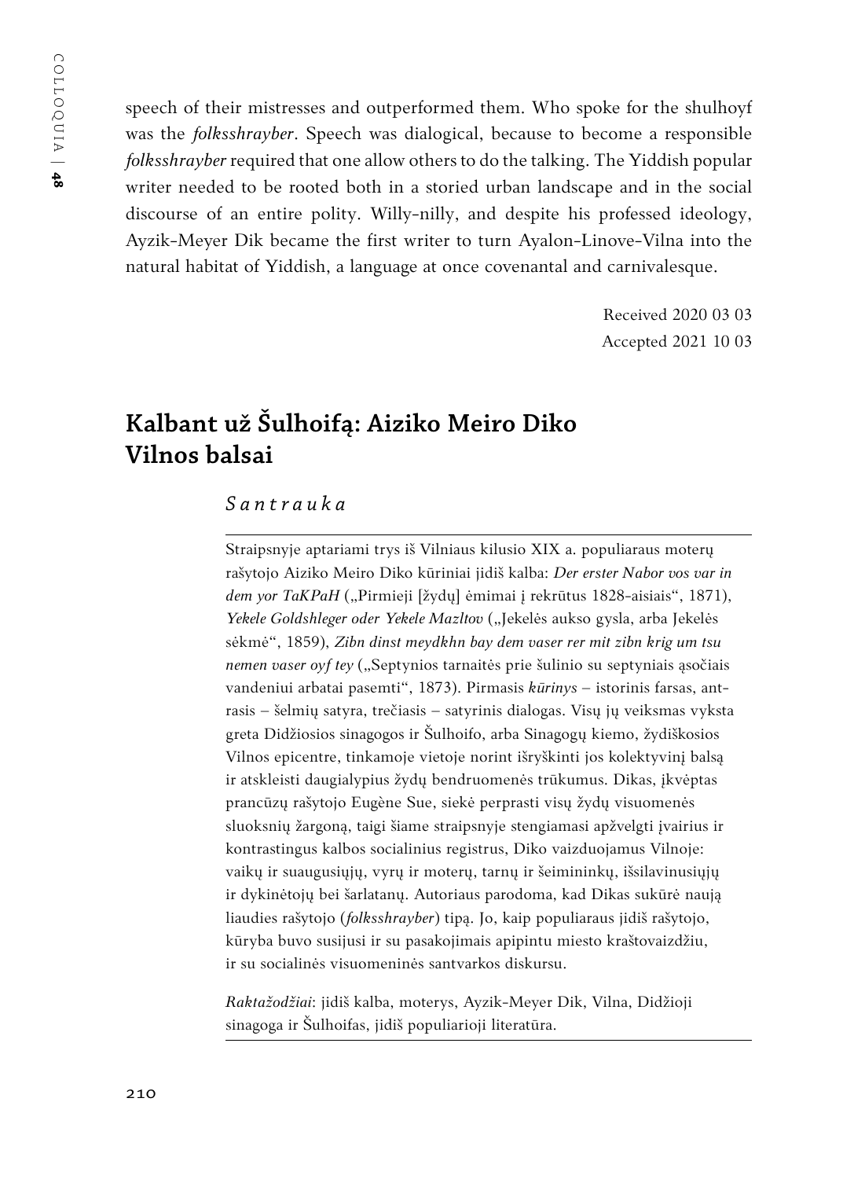speech of their mistresses and outperformed them. Who spoke for the shulhoyf was the *folksshrayber*. Speech was dialogical, because to become a responsible *folksshrayber* required that one allow others to do the talking. The Yiddish popular writer needed to be rooted both in a storied urban landscape and in the social discourse of an entire polity. Willy-nilly, and despite his professed ideology, Ayzik-Meyer Dik became the first writer to turn Ayalon-Linove-Vilna into the natural habitat of Yiddish, a language at once covenantal and carnivalesque.

Received 2020 03 03
Accepted 2021 10 03

## Kalbant už Šulhoifą: Aiziko Meiro Diko Vilnos balsai

### *Santrauka*

Straipsnyje aptariami trys iš Vilniaus kilusio XIX a. populiaraus moterų rašytojo Aiziko Meiro Diko kūriniai jidiš kalba: *Der erster Nabor vos var in dem yor TaKPaH* („Pirmieji [žydų] ėmimai į rekrūtus 1828-aisiais“, 1871), *Yekele Goldshleger oder Yekele Mazltov* („Jekelės aukso gysla, arba Jekelės sėkmė“, 1859), *Zibn dinst meydkhn bay dem vaser rer mit zibn krig um tsu nemen vaser oyf tey* („Septynios tarnaitės prie šulinio su septyniais ąsočiais vandeniui arbatai pasemti“, 1873). Pirmasis *kūrinys* – istorinis farsas, antrasis – šelmių satyra, trečiasis – satyrinis dialogas. Visų jų veiksmas vyksta greta Didžiosios sinagogos ir Šulhoifo, arba Sinagogų kiemo, žydiškosios Vilnos epicentre, tinkamoje vietoje norint išryškinti jos kolektyvinį balsą ir atskleisti daugialypius žydų bendruomenės trūkumus. Dikas, įkvėptas prancūzų rašytojo Eugène Sue, siekė perprasti visų žydų visuomenės sluoksnių žargoną, taigi šiame straipsnyje stengiamasi apžvelgti įvairius ir kontrastingus kalbos socialinius registrus, Diko vaizduojamus Vilnoje: vaikų ir suaugusiųjų, vyrų ir moterų, tarnų ir šeimininkų, išsilavinusiųjų ir dykinėtojų bei šarlatanų. Autoriaus parodoma, kad Dikas sukūrė naują liaudies rašytojo (*folksshrayber*) tipą. Jo, kaip populiaraus jidiš rašytojo, kūryba buvo susijusi ir su pasakojimais apipintu miesto kraštovaizdžiu, ir su socialinės visuomeninės santvarkos diskursu.

*Raktažodžiai*: jidiš kalba, moterys, Ayzik-Meyer Dik, Vilna, Didžioji sinagoga ir Šulhoifas, jidiš populiarioji literatūra.